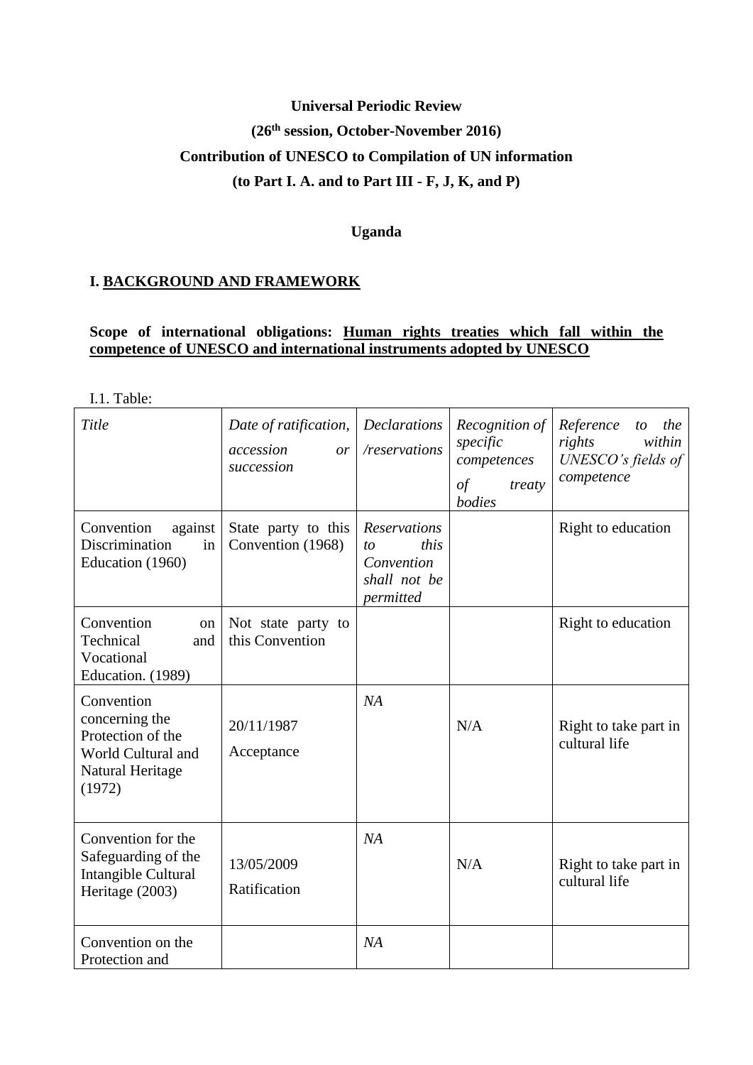**Universal Periodic Review**

**(26th session, October-November 2016)**

**Contribution of UNESCO to Compilation of UN information**

**(to Part I. A. and to Part III - F, J, K, and P)**

**Uganda**

## I. BACKGROUND AND FRAMEWORK

**Scope of international obligations: Human rights treaties which fall within the competence of UNESCO and international instruments adopted by UNESCO**

I.1. Table:

| *Title* | *Date of ratification, accession or succession* | *Declarations /reservations* | *Recognition of specific competences of treaty bodies* | *Reference to the rights within UNESCO's fields of competence* |
|---|---|---|---|---|
| Convention against Discrimination in Education (1960) | State party to this Convention (1968) | *Reservations to this Convention shall not be permitted* | | Right to education |
| Convention on Technical and Vocational Education. (1989) | Not state party to this Convention | | | Right to education |
| Convention concerning the Protection of the World Cultural and Natural Heritage (1972) | 20/11/1987 Acceptance | *NA* | N/A | Right to take part in cultural life |
| Convention for the Safeguarding of the Intangible Cultural Heritage (2003) | 13/05/2009 Ratification | *NA* | N/A | Right to take part in cultural life |
| Convention on the Protection and | | *NA* | | |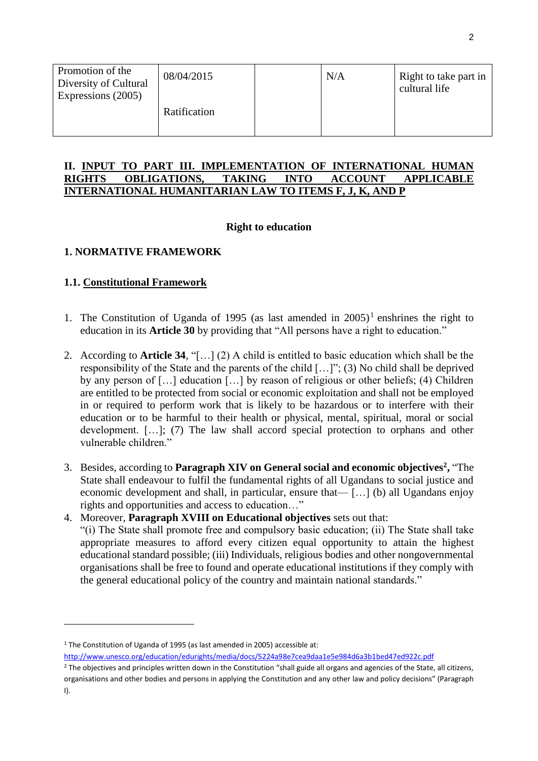| | | | | |
|---|---|---|---|---|
| Promotion of the Diversity of Cultural Expressions (2005) | 08/04/2015<br><br>Ratification | | N/A | Right to take part in cultural life |

## II. INPUT TO PART III. IMPLEMENTATION OF INTERNATIONAL HUMAN RIGHTS OBLIGATIONS, TAKING INTO ACCOUNT APPLICABLE INTERNATIONAL HUMANITARIAN LAW TO ITEMS F, J, K, AND P

**Right to education**

### 1. NORMATIVE FRAMEWORK

#### 1.1. Constitutional Framework

1. The Constitution of Uganda of 1995 (as last amended in 2005)[1] enshrines the right to education in its **Article 30** by providing that "All persons have a right to education."

2. According to **Article 34**, "[…] (2) A child is entitled to basic education which shall be the responsibility of the State and the parents of the child […]"; (3) No child shall be deprived by any person of […] education […] by reason of religious or other beliefs; (4) Children are entitled to be protected from social or economic exploitation and shall not be employed in or required to perform work that is likely to be hazardous or to interfere with their education or to be harmful to their health or physical, mental, spiritual, moral or social development. […]; (7) The law shall accord special protection to orphans and other vulnerable children."

3. Besides, according to **Paragraph XIV on General social and economic objectives[2],** "The State shall endeavour to fulfil the fundamental rights of all Ugandans to social justice and economic development and shall, in particular, ensure that— […] (b) all Ugandans enjoy rights and opportunities and access to education…"

4. Moreover, **Paragraph XVIII on Educational objectives** sets out that:
"(i) The State shall promote free and compulsory basic education; (ii) The State shall take appropriate measures to afford every citizen equal opportunity to attain the highest educational standard possible; (iii) Individuals, religious bodies and other nongovernmental organisations shall be free to found and operate educational institutions if they comply with the general educational policy of the country and maintain national standards."

---

[1] The Constitution of Uganda of 1995 (as last amended in 2005) accessible at: http://www.unesco.org/education/edurights/media/docs/5224a98e7cea9daa1e5e984d6a3b1bed47ed922c.pdf

[2] The objectives and principles written down in the Constitution "shall guide all organs and agencies of the State, all citizens, organisations and other bodies and persons in applying the Constitution and any other law and policy decisions" (Paragraph I).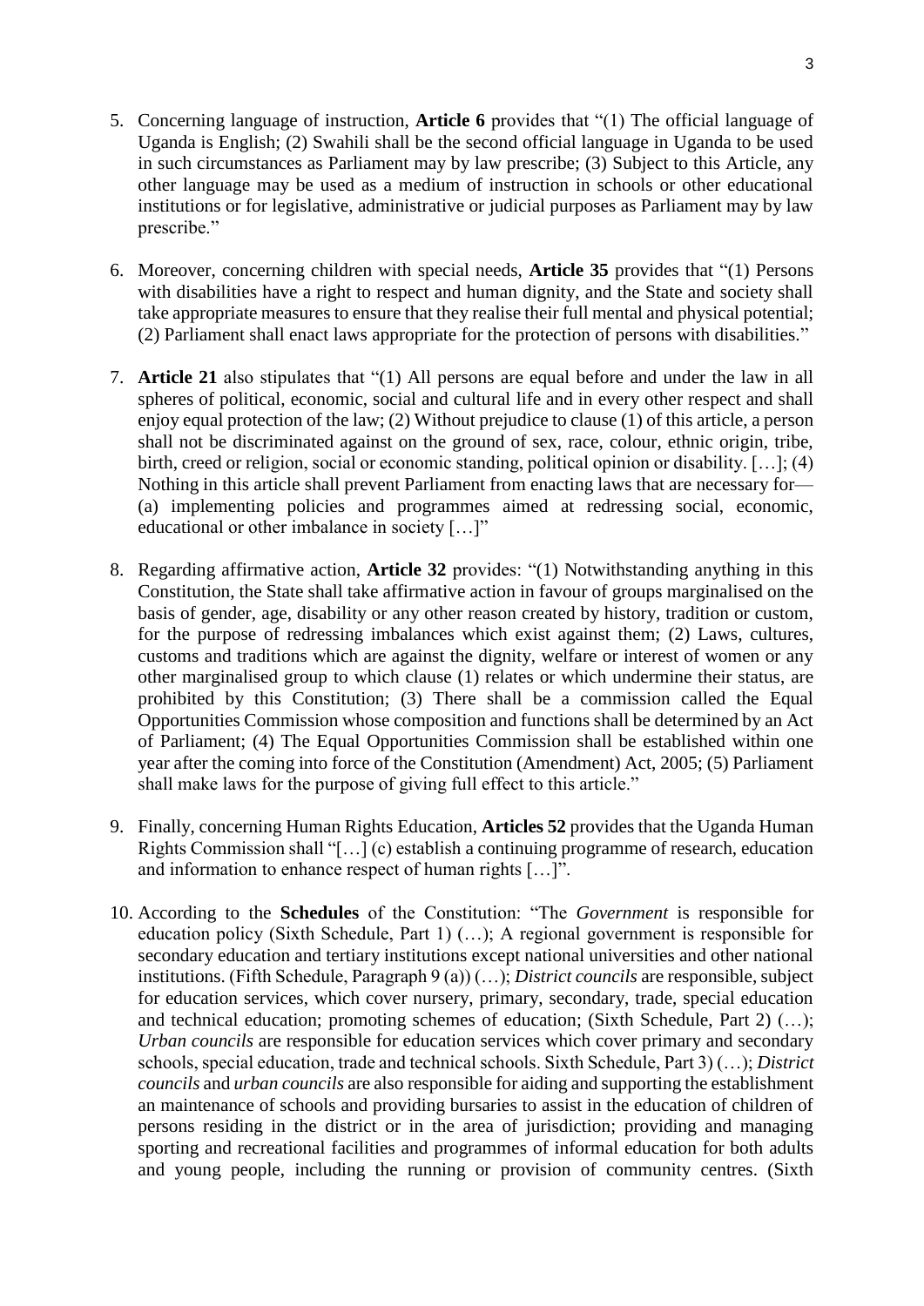5. Concerning language of instruction, **Article 6** provides that "(1) The official language of Uganda is English; (2) Swahili shall be the second official language in Uganda to be used in such circumstances as Parliament may by law prescribe; (3) Subject to this Article, any other language may be used as a medium of instruction in schools or other educational institutions or for legislative, administrative or judicial purposes as Parliament may by law prescribe."

6. Moreover, concerning children with special needs, **Article 35** provides that "(1) Persons with disabilities have a right to respect and human dignity, and the State and society shall take appropriate measures to ensure that they realise their full mental and physical potential; (2) Parliament shall enact laws appropriate for the protection of persons with disabilities."

7. **Article 21** also stipulates that "(1) All persons are equal before and under the law in all spheres of political, economic, social and cultural life and in every other respect and shall enjoy equal protection of the law; (2) Without prejudice to clause (1) of this article, a person shall not be discriminated against on the ground of sex, race, colour, ethnic origin, tribe, birth, creed or religion, social or economic standing, political opinion or disability. […]; (4) Nothing in this article shall prevent Parliament from enacting laws that are necessary for— (a) implementing policies and programmes aimed at redressing social, economic, educational or other imbalance in society […]"

8. Regarding affirmative action, **Article 32** provides: "(1) Notwithstanding anything in this Constitution, the State shall take affirmative action in favour of groups marginalised on the basis of gender, age, disability or any other reason created by history, tradition or custom, for the purpose of redressing imbalances which exist against them; (2) Laws, cultures, customs and traditions which are against the dignity, welfare or interest of women or any other marginalised group to which clause (1) relates or which undermine their status, are prohibited by this Constitution; (3) There shall be a commission called the Equal Opportunities Commission whose composition and functions shall be determined by an Act of Parliament; (4) The Equal Opportunities Commission shall be established within one year after the coming into force of the Constitution (Amendment) Act, 2005; (5) Parliament shall make laws for the purpose of giving full effect to this article."

9. Finally, concerning Human Rights Education, **Articles 52** provides that the Uganda Human Rights Commission shall "[…] (c) establish a continuing programme of research, education and information to enhance respect of human rights […]".

10. According to the **Schedules** of the Constitution: "The *Government* is responsible for education policy (Sixth Schedule, Part 1) (…); A regional government is responsible for secondary education and tertiary institutions except national universities and other national institutions. (Fifth Schedule, Paragraph 9 (a)) (…); *District councils* are responsible, subject for education services, which cover nursery, primary, secondary, trade, special education and technical education; promoting schemes of education; (Sixth Schedule, Part 2) (…); *Urban councils* are responsible for education services which cover primary and secondary schools, special education, trade and technical schools. Sixth Schedule, Part 3) (…); *District councils* and *urban councils* are also responsible for aiding and supporting the establishment an maintenance of schools and providing bursaries to assist in the education of children of persons residing in the district or in the area of jurisdiction; providing and managing sporting and recreational facilities and programmes of informal education for both adults and young people, including the running or provision of community centres. (Sixth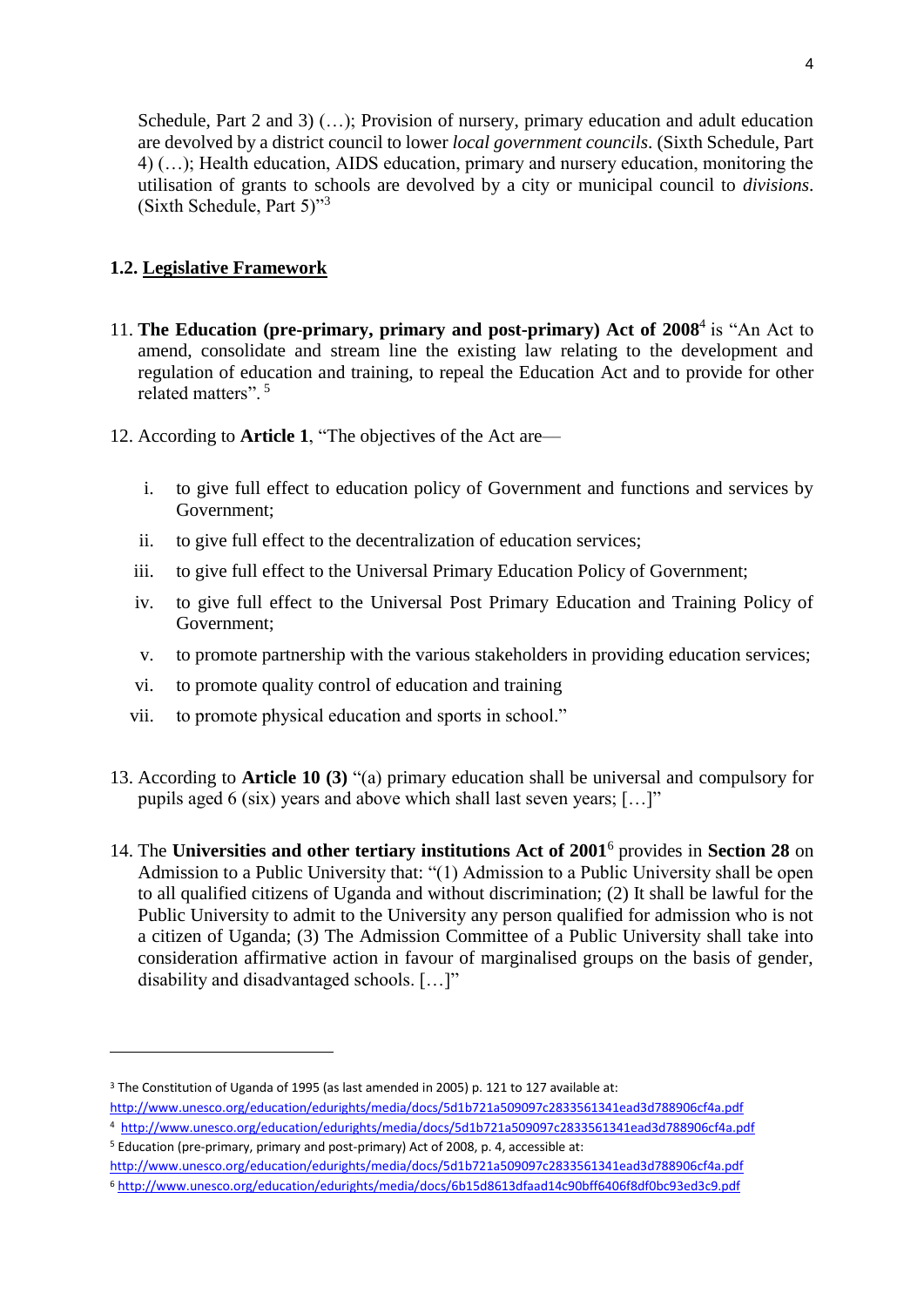Schedule, Part 2 and 3) (…); Provision of nursery, primary education and adult education are devolved by a district council to lower *local government councils*. (Sixth Schedule, Part 4) (…); Health education, AIDS education, primary and nursery education, monitoring the utilisation of grants to schools are devolved by a city or municipal council to *divisions*. (Sixth Schedule, Part 5)"[3]

### 1.2. Legislative Framework

11. **The Education (pre-primary, primary and post-primary) Act of 2008**[4] is "An Act to amend, consolidate and stream line the existing law relating to the development and regulation of education and training, to repeal the Education Act and to provide for other related matters". [5]

12. According to **Article 1**, "The objectives of the Act are—

    i. to give full effect to education policy of Government and functions and services by Government;
    ii. to give full effect to the decentralization of education services;
    iii. to give full effect to the Universal Primary Education Policy of Government;
    iv. to give full effect to the Universal Post Primary Education and Training Policy of Government;
    v. to promote partnership with the various stakeholders in providing education services;
    vi. to promote quality control of education and training
    vii. to promote physical education and sports in school."

13. According to **Article 10 (3)** "(a) primary education shall be universal and compulsory for pupils aged 6 (six) years and above which shall last seven years; […]"

14. The **Universities and other tertiary institutions Act of 2001**[6] provides in **Section 28** on Admission to a Public University that: "(1) Admission to a Public University shall be open to all qualified citizens of Uganda and without discrimination; (2) It shall be lawful for the Public University to admit to the University any person qualified for admission who is not a citizen of Uganda; (3) The Admission Committee of a Public University shall take into consideration affirmative action in favour of marginalised groups on the basis of gender, disability and disadvantaged schools. […]"

---

[3] The Constitution of Uganda of 1995 (as last amended in 2005) p. 121 to 127 available at: http://www.unesco.org/education/edurights/media/docs/5d1b721a509097c2833561341ead3d788906cf4a.pdf

[4] http://www.unesco.org/education/edurights/media/docs/5d1b721a509097c2833561341ead3d788906cf4a.pdf

[5] Education (pre-primary, primary and post-primary) Act of 2008, p. 4, accessible at: http://www.unesco.org/education/edurights/media/docs/5d1b721a509097c2833561341ead3d788906cf4a.pdf

[6] http://www.unesco.org/education/edurights/media/docs/6b15d8613dfaad14c90bff6406f8df0bc93ed3c9.pdf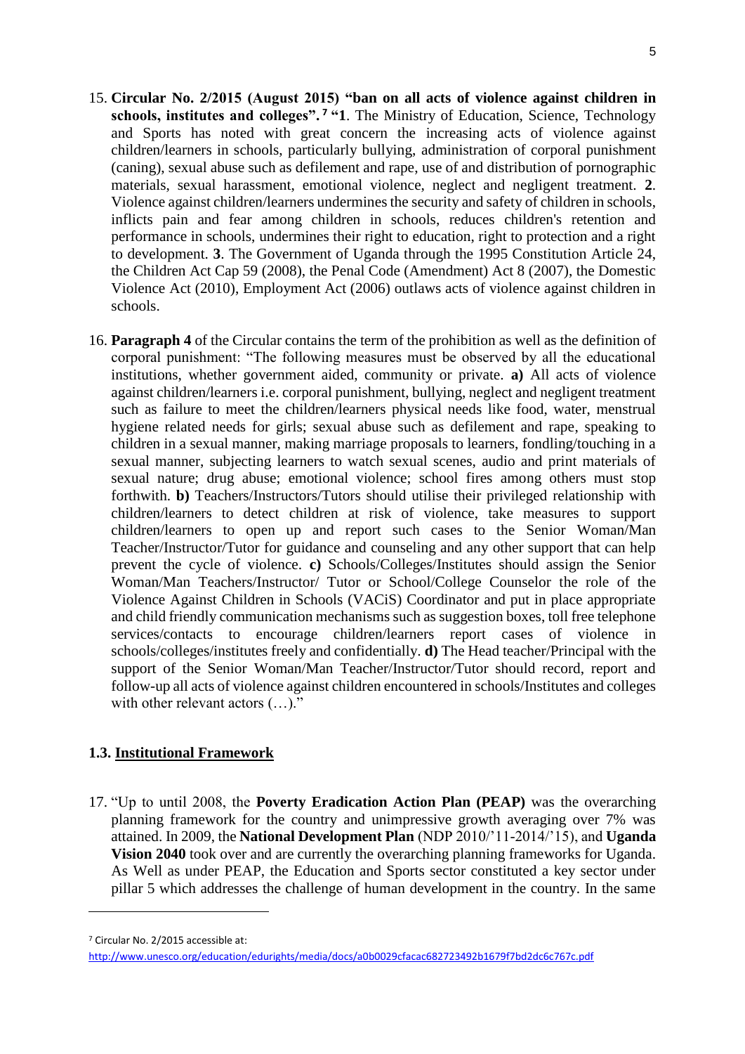15. **Circular No. 2/2015 (August 2015) "ban on all acts of violence against children in schools, institutes and colleges".**[7] **"1**. The Ministry of Education, Science, Technology and Sports has noted with great concern the increasing acts of violence against children/learners in schools, particularly bullying, administration of corporal punishment (caning), sexual abuse such as defilement and rape, use of and distribution of pornographic materials, sexual harassment, emotional violence, neglect and negligent treatment. **2**. Violence against children/learners undermines the security and safety of children in schools, inflicts pain and fear among children in schools, reduces children's retention and performance in schools, undermines their right to education, right to protection and a right to development. **3**. The Government of Uganda through the 1995 Constitution Article 24, the Children Act Cap 59 (2008), the Penal Code (Amendment) Act 8 (2007), the Domestic Violence Act (2010), Employment Act (2006) outlaws acts of violence against children in schools.

16. **Paragraph 4** of the Circular contains the term of the prohibition as well as the definition of corporal punishment: "The following measures must be observed by all the educational institutions, whether government aided, community or private. **a)** All acts of violence against children/learners i.e. corporal punishment, bullying, neglect and negligent treatment such as failure to meet the children/learners physical needs like food, water, menstrual hygiene related needs for girls; sexual abuse such as defilement and rape, speaking to children in a sexual manner, making marriage proposals to learners, fondling/touching in a sexual manner, subjecting learners to watch sexual scenes, audio and print materials of sexual nature; drug abuse; emotional violence; school fires among others must stop forthwith. **b)** Teachers/Instructors/Tutors should utilise their privileged relationship with children/learners to detect children at risk of violence, take measures to support children/learners to open up and report such cases to the Senior Woman/Man Teacher/Instructor/Tutor for guidance and counseling and any other support that can help prevent the cycle of violence. **c)** Schools/Colleges/Institutes should assign the Senior Woman/Man Teachers/Instructor/ Tutor or School/College Counselor the role of the Violence Against Children in Schools (VACiS) Coordinator and put in place appropriate and child friendly communication mechanisms such as suggestion boxes, toll free telephone services/contacts to encourage children/learners report cases of violence in schools/colleges/institutes freely and confidentially. **d)** The Head teacher/Principal with the support of the Senior Woman/Man Teacher/Instructor/Tutor should record, report and follow-up all acts of violence against children encountered in schools/Institutes and colleges with other relevant actors (…)."

### 1.3. Institutional Framework

17. "Up to until 2008, the **Poverty Eradication Action Plan (PEAP)** was the overarching planning framework for the country and unimpressive growth averaging over 7% was attained. In 2009, the **National Development Plan** (NDP 2010/'11-2014/'15), and **Uganda Vision 2040** took over and are currently the overarching planning frameworks for Uganda. As Well as under PEAP, the Education and Sports sector constituted a key sector under pillar 5 which addresses the challenge of human development in the country. In the same

---

[7] Circular No. 2/2015 accessible at: http://www.unesco.org/education/edurights/media/docs/a0b0029cfacac682723492b1679f7bd2dc6c767c.pdf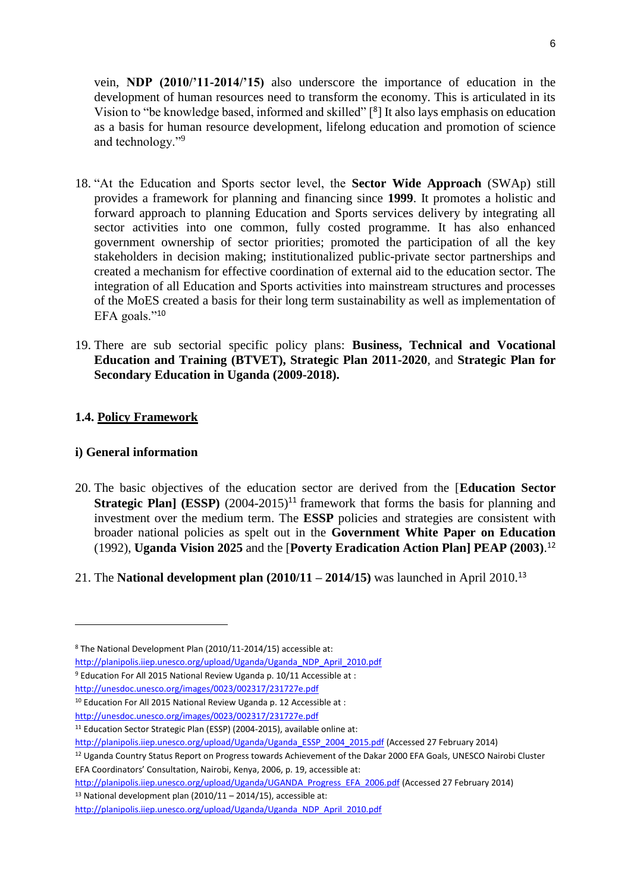vein, **NDP (2010/'11-2014/'15)** also underscore the importance of education in the development of human resources need to transform the economy. This is articulated in its Vision to "be knowledge based, informed and skilled" [8] It also lays emphasis on education as a basis for human resource development, lifelong education and promotion of science and technology."[9]

18. "At the Education and Sports sector level, the **Sector Wide Approach** (SWAp) still provides a framework for planning and financing since **1999**. It promotes a holistic and forward approach to planning Education and Sports services delivery by integrating all sector activities into one common, fully costed programme. It has also enhanced government ownership of sector priorities; promoted the participation of all the key stakeholders in decision making; institutionalized public-private sector partnerships and created a mechanism for effective coordination of external aid to the education sector. The integration of all Education and Sports activities into mainstream structures and processes of the MoES created a basis for their long term sustainability as well as implementation of EFA goals."[10]

19. There are sub sectorial specific policy plans: **Business, Technical and Vocational Education and Training (BTVET), Strategic Plan 2011-2020**, and **Strategic Plan for Secondary Education in Uganda (2009-2018).**

### 1.4. <u>Policy Framework</u>

#### i) General information

20. The basic objectives of the education sector are derived from the [**Education Sector Strategic Plan] (ESSP)** (2004-2015)[11] framework that forms the basis for planning and investment over the medium term. The **ESSP** policies and strategies are consistent with broader national policies as spelt out in the **Government White Paper on Education** (1992), **Uganda Vision 2025** and the [**Poverty Eradication Action Plan] PEAP (2003)**.[12]

21. The **National development plan (2010/11 – 2014/15)** was launched in April 2010.[13]

---

[8] The National Development Plan (2010/11-2014/15) accessible at: http://planipolis.iiep.unesco.org/upload/Uganda/Uganda_NDP_April_2010.pdf

[9] Education For All 2015 National Review Uganda p. 10/11 Accessible at : http://unesdoc.unesco.org/images/0023/002317/231727e.pdf

[10] Education For All 2015 National Review Uganda p. 12 Accessible at : http://unesdoc.unesco.org/images/0023/002317/231727e.pdf

[11] Education Sector Strategic Plan (ESSP) (2004-2015), available online at: http://planipolis.iiep.unesco.org/upload/Uganda/Uganda_ESSP_2004_2015.pdf (Accessed 27 February 2014)

[12] Uganda Country Status Report on Progress towards Achievement of the Dakar 2000 EFA Goals, UNESCO Nairobi Cluster EFA Coordinators' Consultation, Nairobi, Kenya, 2006, p. 19, accessible at: http://planipolis.iiep.unesco.org/upload/Uganda/UGANDA_Progress_EFA_2006.pdf (Accessed 27 February 2014)

[13] National development plan (2010/11 – 2014/15), accessible at: http://planipolis.iiep.unesco.org/upload/Uganda/Uganda_NDP_April_2010.pdf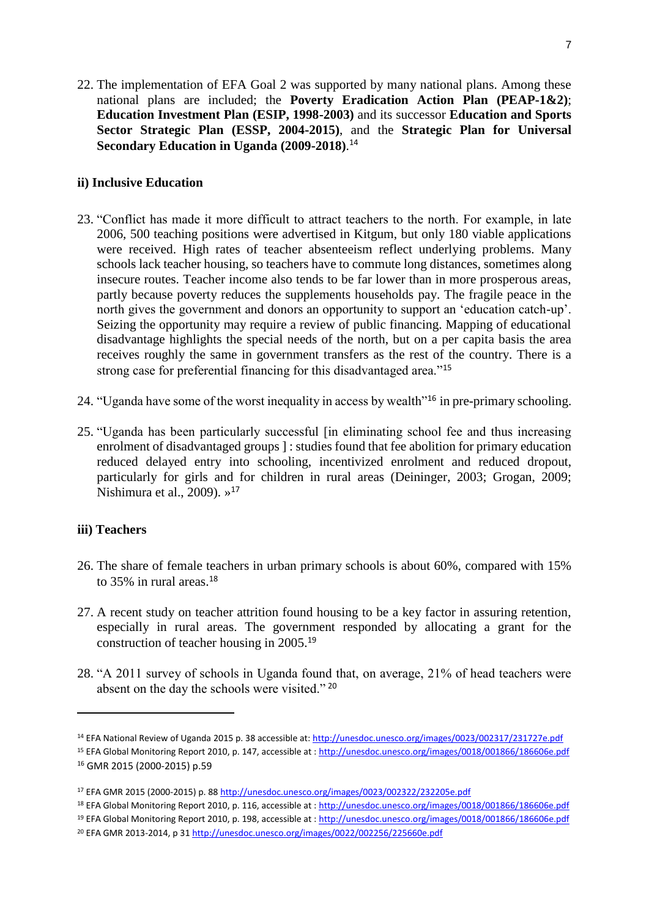22. The implementation of EFA Goal 2 was supported by many national plans. Among these national plans are included; the **Poverty Eradication Action Plan (PEAP-1&2)**; **Education Investment Plan (ESIP, 1998-2003)** and its successor **Education and Sports Sector Strategic Plan (ESSP, 2004-2015)**, and the **Strategic Plan for Universal Secondary Education in Uganda (2009-2018)**.[14]

**ii) Inclusive Education**

23. "Conflict has made it more difficult to attract teachers to the north. For example, in late 2006, 500 teaching positions were advertised in Kitgum, but only 180 viable applications were received. High rates of teacher absenteeism reflect underlying problems. Many schools lack teacher housing, so teachers have to commute long distances, sometimes along insecure routes. Teacher income also tends to be far lower than in more prosperous areas, partly because poverty reduces the supplements households pay. The fragile peace in the north gives the government and donors an opportunity to support an 'education catch-up'. Seizing the opportunity may require a review of public financing. Mapping of educational disadvantage highlights the special needs of the north, but on a per capita basis the area receives roughly the same in government transfers as the rest of the country. There is a strong case for preferential financing for this disadvantaged area."[15]

24. "Uganda have some of the worst inequality in access by wealth"[16] in pre-primary schooling.

25. "Uganda has been particularly successful [in eliminating school fee and thus increasing enrolment of disadvantaged groups ] : studies found that fee abolition for primary education reduced delayed entry into schooling, incentivized enrolment and reduced dropout, particularly for girls and for children in rural areas (Deininger, 2003; Grogan, 2009; Nishimura et al., 2009). »[17]

**iii) Teachers**

26. The share of female teachers in urban primary schools is about 60%, compared with 15% to 35% in rural areas.[18]

27. A recent study on teacher attrition found housing to be a key factor in assuring retention, especially in rural areas. The government responded by allocating a grant for the construction of teacher housing in 2005.[19]

28. "A 2011 survey of schools in Uganda found that, on average, 21% of head teachers were absent on the day the schools were visited." [20]

---

[14] EFA National Review of Uganda 2015 p. 38 accessible at: http://unesdoc.unesco.org/images/0023/002317/231727e.pdf

[15] EFA Global Monitoring Report 2010, p. 147, accessible at : http://unesdoc.unesco.org/images/0018/001866/186606e.pdf

[16] GMR 2015 (2000-2015) p.59

[17] EFA GMR 2015 (2000-2015) p. 88 http://unesdoc.unesco.org/images/0023/002322/232205e.pdf

[18] EFA Global Monitoring Report 2010, p. 116, accessible at : http://unesdoc.unesco.org/images/0018/001866/186606e.pdf

[19] EFA Global Monitoring Report 2010, p. 198, accessible at : http://unesdoc.unesco.org/images/0018/001866/186606e.pdf

[20] EFA GMR 2013-2014, p 31 http://unesdoc.unesco.org/images/0022/002256/225660e.pdf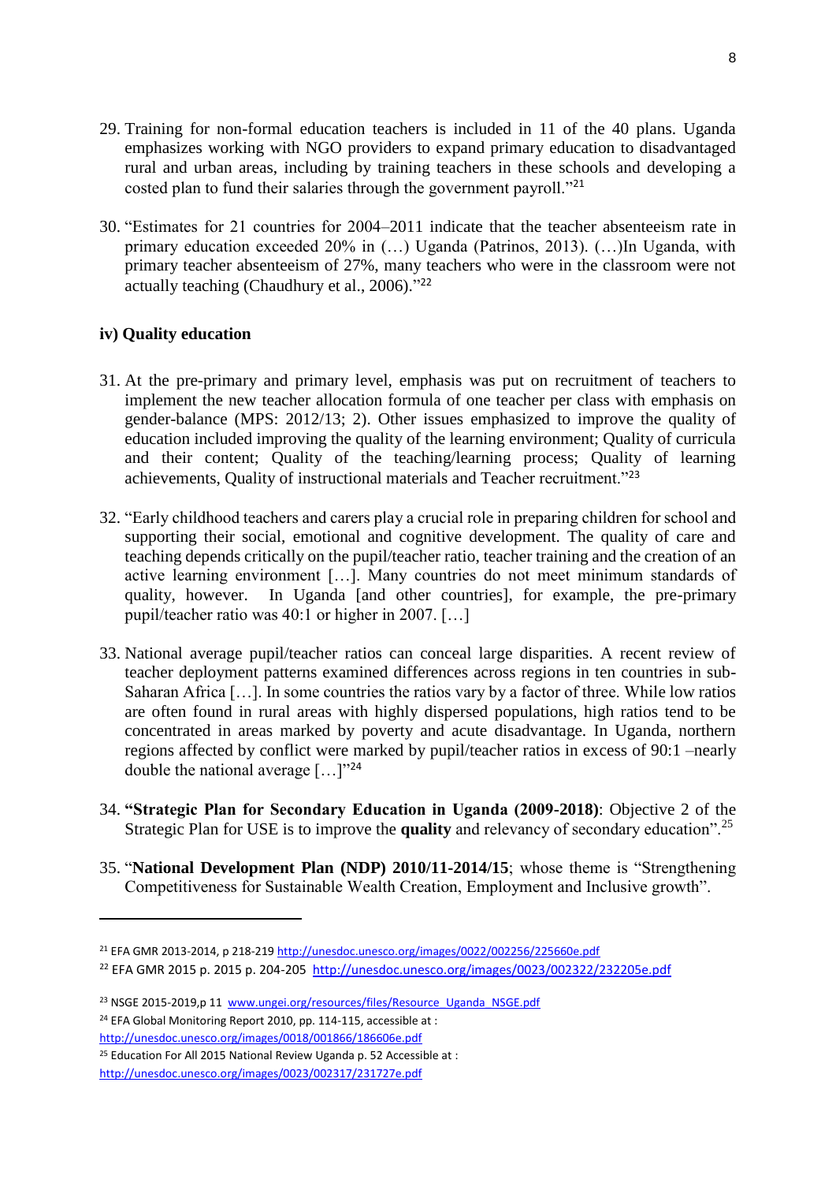29. Training for non-formal education teachers is included in 11 of the 40 plans. Uganda emphasizes working with NGO providers to expand primary education to disadvantaged rural and urban areas, including by training teachers in these schools and developing a costed plan to fund their salaries through the government payroll."[21]

30. "Estimates for 21 countries for 2004–2011 indicate that the teacher absenteeism rate in primary education exceeded 20% in (…) Uganda (Patrinos, 2013). (…)In Uganda, with primary teacher absenteeism of 27%, many teachers who were in the classroom were not actually teaching (Chaudhury et al., 2006)."[22]

### iv) Quality education

31. At the pre-primary and primary level, emphasis was put on recruitment of teachers to implement the new teacher allocation formula of one teacher per class with emphasis on gender-balance (MPS: 2012/13; 2). Other issues emphasized to improve the quality of education included improving the quality of the learning environment; Quality of curricula and their content; Quality of the teaching/learning process; Quality of learning achievements, Quality of instructional materials and Teacher recruitment."[23]

32. "Early childhood teachers and carers play a crucial role in preparing children for school and supporting their social, emotional and cognitive development. The quality of care and teaching depends critically on the pupil/teacher ratio, teacher training and the creation of an active learning environment […]. Many countries do not meet minimum standards of quality, however. In Uganda [and other countries], for example, the pre-primary pupil/teacher ratio was 40:1 or higher in 2007. […]

33. National average pupil/teacher ratios can conceal large disparities. A recent review of teacher deployment patterns examined differences across regions in ten countries in sub-Saharan Africa […]. In some countries the ratios vary by a factor of three. While low ratios are often found in rural areas with highly dispersed populations, high ratios tend to be concentrated in areas marked by poverty and acute disadvantage. In Uganda, northern regions affected by conflict were marked by pupil/teacher ratios in excess of 90:1 –nearly double the national average […]"[24]

34. **"Strategic Plan for Secondary Education in Uganda (2009-2018)**: Objective 2 of the Strategic Plan for USE is to improve the **quality** and relevancy of secondary education".[25]

35. "**National Development Plan (NDP) 2010/11-2014/15**; whose theme is "Strengthening Competitiveness for Sustainable Wealth Creation, Employment and Inclusive growth".

---

[21] EFA GMR 2013-2014, p 218-219 http://unesdoc.unesco.org/images/0022/002256/225660e.pdf

[22] EFA GMR 2015 p. 2015 p. 204-205 http://unesdoc.unesco.org/images/0023/002322/232205e.pdf

[23] NSGE 2015-2019,p 11 www.ungei.org/resources/files/Resource_Uganda_NSGE.pdf

[24] EFA Global Monitoring Report 2010, pp. 114-115, accessible at : http://unesdoc.unesco.org/images/0018/001866/186606e.pdf

[25] Education For All 2015 National Review Uganda p. 52 Accessible at : http://unesdoc.unesco.org/images/0023/002317/231727e.pdf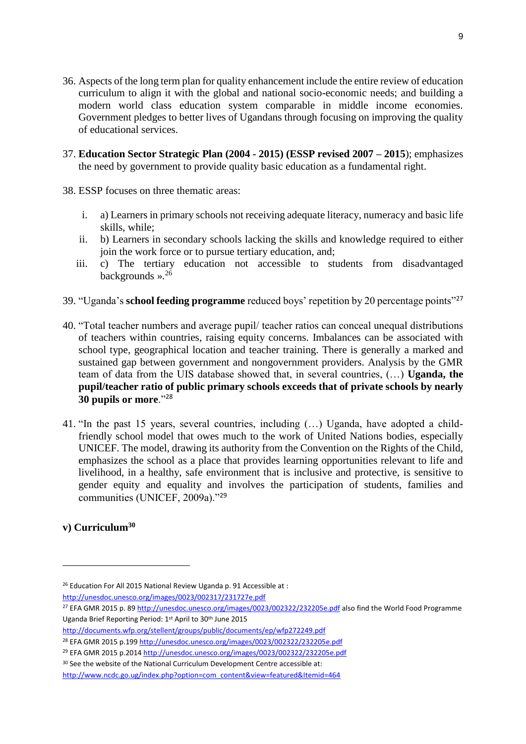36. Aspects of the long term plan for quality enhancement include the entire review of education curriculum to align it with the global and national socio-economic needs; and building a modern world class education system comparable in middle income economies. Government pledges to better lives of Ugandans through focusing on improving the quality of educational services.

37. **Education Sector Strategic Plan (2004 - 2015) (ESSP revised 2007 – 2015**); emphasizes the need by government to provide quality basic education as a fundamental right.

38. ESSP focuses on three thematic areas:

    i. a) Learners in primary schools not receiving adequate literacy, numeracy and basic life skills, while;
    ii. b) Learners in secondary schools lacking the skills and knowledge required to either join the work force or to pursue tertiary education, and;
    iii. c) The tertiary education not accessible to students from disadvantaged backgrounds ».[26]

39. "Uganda's **school feeding programme** reduced boys' repetition by 20 percentage points"[27]

40. "Total teacher numbers and average pupil/ teacher ratios can conceal unequal distributions of teachers within countries, raising equity concerns. Imbalances can be associated with school type, geographical location and teacher training. There is generally a marked and sustained gap between government and nongovernment providers. Analysis by the GMR team of data from the UIS database showed that, in several countries, (…) **Uganda, the pupil/teacher ratio of public primary schools exceeds that of private schools by nearly 30 pupils or more**."[28]

41. "In the past 15 years, several countries, including (…) Uganda, have adopted a child-friendly school model that owes much to the work of United Nations bodies, especially UNICEF. The model, drawing its authority from the Convention on the Rights of the Child, emphasizes the school as a place that provides learning opportunities relevant to life and livelihood, in a healthy, safe environment that is inclusive and protective, is sensitive to gender equity and equality and involves the participation of students, families and communities (UNICEF, 2009a)."[29]

### v) Curriculum[30]

---

[26] Education For All 2015 National Review Uganda p. 91 Accessible at : http://unesdoc.unesco.org/images/0023/002317/231727e.pdf

[27] EFA GMR 2015 p. 89 http://unesdoc.unesco.org/images/0023/002322/232205e.pdf also find the World Food Programme Uganda Brief Reporting Period: 1st April to 30th June 2015 http://documents.wfp.org/stellent/groups/public/documents/ep/wfp272249.pdf

[28] EFA GMR 2015 p.199 http://unesdoc.unesco.org/images/0023/002322/232205e.pdf

[29] EFA GMR 2015 p.2014 http://unesdoc.unesco.org/images/0023/002322/232205e.pdf

[30] See the website of the National Curriculum Development Centre accessible at: http://www.ncdc.go.ug/index.php?option=com_content&view=featured&Itemid=464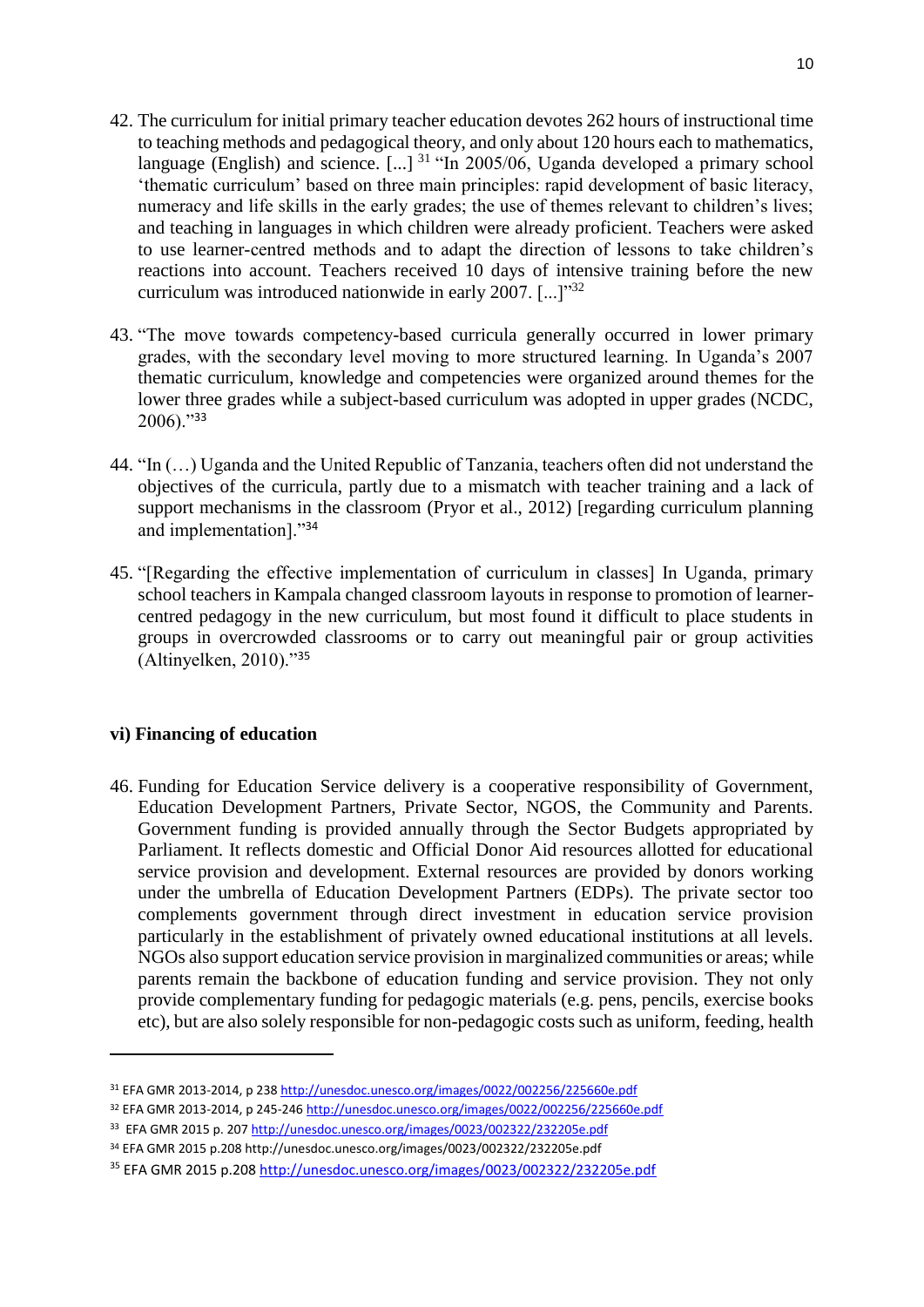42. The curriculum for initial primary teacher education devotes 262 hours of instructional time to teaching methods and pedagogical theory, and only about 120 hours each to mathematics, language (English) and science. [...] [31] "In 2005/06, Uganda developed a primary school 'thematic curriculum' based on three main principles: rapid development of basic literacy, numeracy and life skills in the early grades; the use of themes relevant to children's lives; and teaching in languages in which children were already proficient. Teachers were asked to use learner-centred methods and to adapt the direction of lessons to take children's reactions into account. Teachers received 10 days of intensive training before the new curriculum was introduced nationwide in early 2007. [...]"[32]

43. "The move towards competency-based curricula generally occurred in lower primary grades, with the secondary level moving to more structured learning. In Uganda's 2007 thematic curriculum, knowledge and competencies were organized around themes for the lower three grades while a subject-based curriculum was adopted in upper grades (NCDC, 2006)."[33]

44. "In (…) Uganda and the United Republic of Tanzania, teachers often did not understand the objectives of the curricula, partly due to a mismatch with teacher training and a lack of support mechanisms in the classroom (Pryor et al., 2012) [regarding curriculum planning and implementation]."[34]

45. "[Regarding the effective implementation of curriculum in classes] In Uganda, primary school teachers in Kampala changed classroom layouts in response to promotion of learner-centred pedagogy in the new curriculum, but most found it difficult to place students in groups in overcrowded classrooms or to carry out meaningful pair or group activities (Altinyelken, 2010)."[35]

### vi) Financing of education

46. Funding for Education Service delivery is a cooperative responsibility of Government, Education Development Partners, Private Sector, NGOS, the Community and Parents. Government funding is provided annually through the Sector Budgets appropriated by Parliament. It reflects domestic and Official Donor Aid resources allotted for educational service provision and development. External resources are provided by donors working under the umbrella of Education Development Partners (EDPs). The private sector too complements government through direct investment in education service provision particularly in the establishment of privately owned educational institutions at all levels. NGOs also support education service provision in marginalized communities or areas; while parents remain the backbone of education funding and service provision. They not only provide complementary funding for pedagogic materials (e.g. pens, pencils, exercise books etc), but are also solely responsible for non-pedagogic costs such as uniform, feeding, health

---

[31] EFA GMR 2013-2014, p 238 http://unesdoc.unesco.org/images/0022/002256/225660e.pdf

[32] EFA GMR 2013-2014, p 245-246 http://unesdoc.unesco.org/images/0022/002256/225660e.pdf

[33] EFA GMR 2015 p. 207 http://unesdoc.unesco.org/images/0023/002322/232205e.pdf

[34] EFA GMR 2015 p.208 http://unesdoc.unesco.org/images/0023/002322/232205e.pdf

[35] EFA GMR 2015 p.208 http://unesdoc.unesco.org/images/0023/002322/232205e.pdf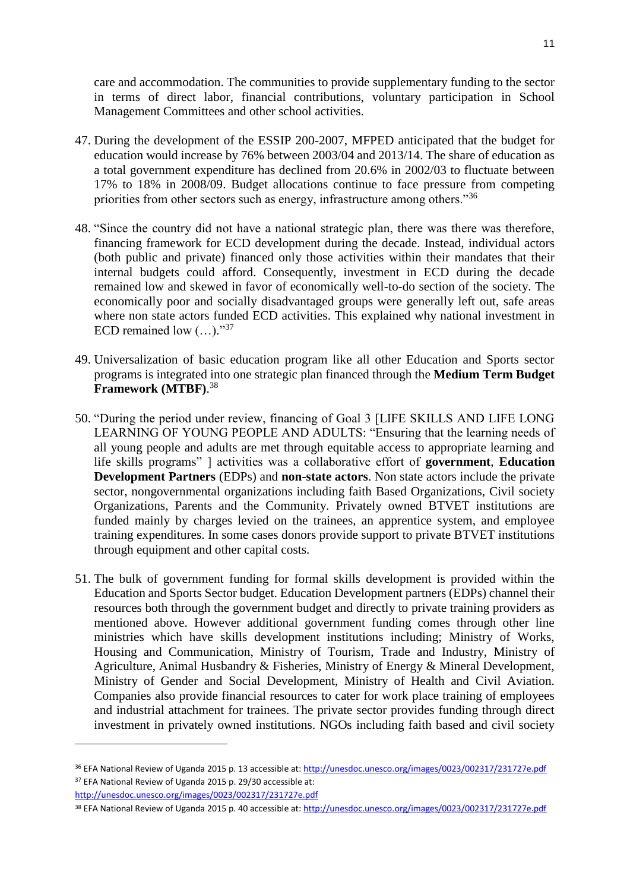care and accommodation. The communities to provide supplementary funding to the sector in terms of direct labor, financial contributions, voluntary participation in School Management Committees and other school activities.

47. During the development of the ESSIP 200-2007, MFPED anticipated that the budget for education would increase by 76% between 2003/04 and 2013/14. The share of education as a total government expenditure has declined from 20.6% in 2002/03 to fluctuate between 17% to 18% in 2008/09. Budget allocations continue to face pressure from competing priorities from other sectors such as energy, infrastructure among others."[36]

48. "Since the country did not have a national strategic plan, there was there was therefore, financing framework for ECD development during the decade. Instead, individual actors (both public and private) financed only those activities within their mandates that their internal budgets could afford. Consequently, investment in ECD during the decade remained low and skewed in favor of economically well-to-do section of the society. The economically poor and socially disadvantaged groups were generally left out, safe areas where non state actors funded ECD activities. This explained why national investment in ECD remained low (…)."[37]

49. Universalization of basic education program like all other Education and Sports sector programs is integrated into one strategic plan financed through the **Medium Term Budget Framework (MTBF)**.[38]

50. "During the period under review, financing of Goal 3 [LIFE SKILLS AND LIFE LONG LEARNING OF YOUNG PEOPLE AND ADULTS: "Ensuring that the learning needs of all young people and adults are met through equitable access to appropriate learning and life skills programs" ] activities was a collaborative effort of **government**, **Education Development Partners** (EDPs) and **non-state actors**. Non state actors include the private sector, nongovernmental organizations including faith Based Organizations, Civil society Organizations, Parents and the Community. Privately owned BTVET institutions are funded mainly by charges levied on the trainees, an apprentice system, and employee training expenditures. In some cases donors provide support to private BTVET institutions through equipment and other capital costs.

51. The bulk of government funding for formal skills development is provided within the Education and Sports Sector budget. Education Development partners (EDPs) channel their resources both through the government budget and directly to private training providers as mentioned above. However additional government funding comes through other line ministries which have skills development institutions including; Ministry of Works, Housing and Communication, Ministry of Tourism, Trade and Industry, Ministry of Agriculture, Animal Husbandry & Fisheries, Ministry of Energy & Mineral Development, Ministry of Gender and Social Development, Ministry of Health and Civil Aviation. Companies also provide financial resources to cater for work place training of employees and industrial attachment for trainees. The private sector provides funding through direct investment in privately owned institutions. NGOs including faith based and civil society

---

[36] EFA National Review of Uganda 2015 p. 13 accessible at: http://unesdoc.unesco.org/images/0023/002317/231727e.pdf

[37] EFA National Review of Uganda 2015 p. 29/30 accessible at: http://unesdoc.unesco.org/images/0023/002317/231727e.pdf

[38] EFA National Review of Uganda 2015 p. 40 accessible at: http://unesdoc.unesco.org/images/0023/002317/231727e.pdf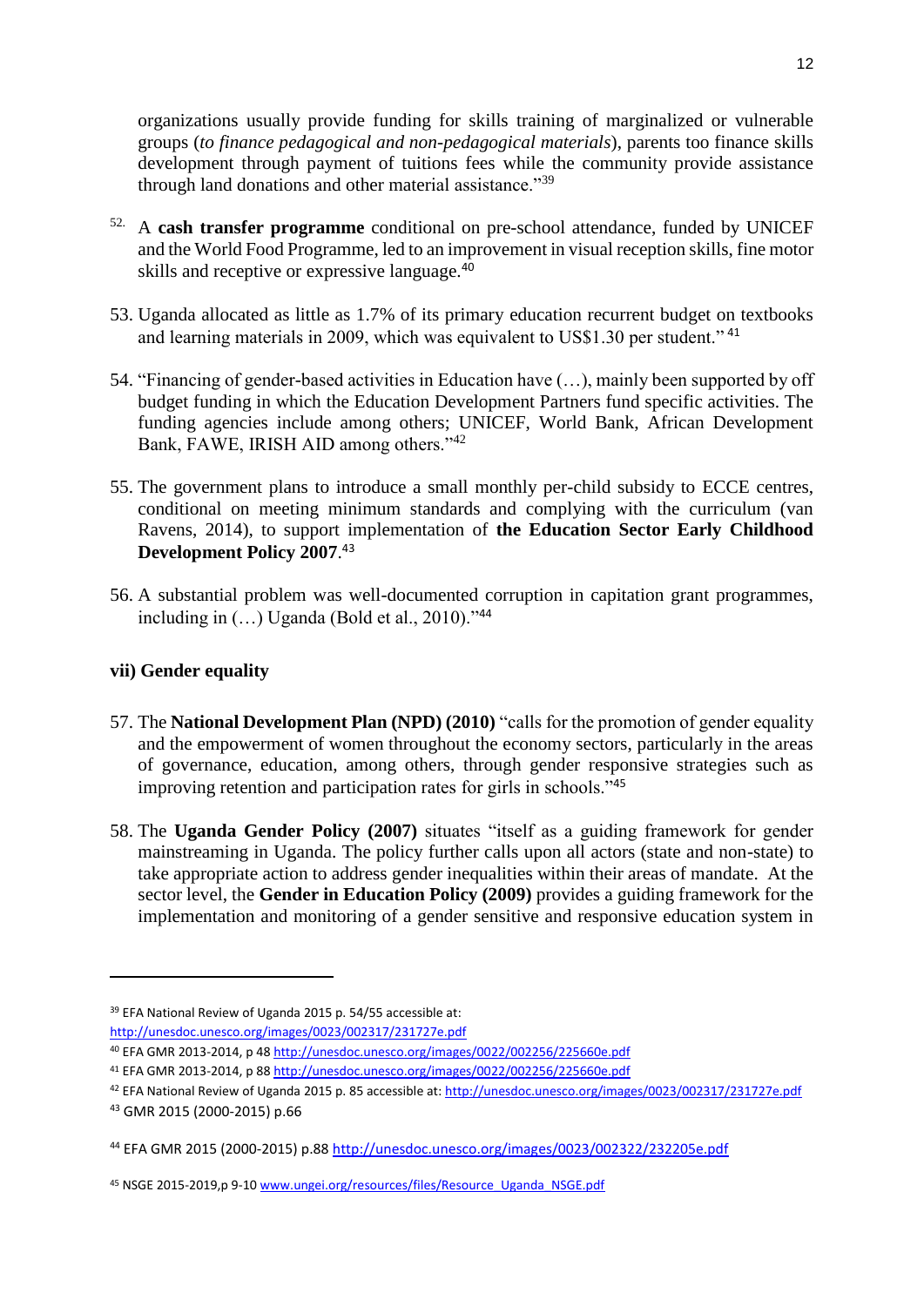organizations usually provide funding for skills training of marginalized or vulnerable groups (*to finance pedagogical and non-pedagogical materials*), parents too finance skills development through payment of tuitions fees while the community provide assistance through land donations and other material assistance."[39]

52. A **cash transfer programme** conditional on pre-school attendance, funded by UNICEF and the World Food Programme, led to an improvement in visual reception skills, fine motor skills and receptive or expressive language.[40]

53. Uganda allocated as little as 1.7% of its primary education recurrent budget on textbooks and learning materials in 2009, which was equivalent to US$1.30 per student." [41]

54. "Financing of gender-based activities in Education have (…), mainly been supported by off budget funding in which the Education Development Partners fund specific activities. The funding agencies include among others; UNICEF, World Bank, African Development Bank, FAWE, IRISH AID among others."[42]

55. The government plans to introduce a small monthly per-child subsidy to ECCE centres, conditional on meeting minimum standards and complying with the curriculum (van Ravens, 2014), to support implementation of **the Education Sector Early Childhood Development Policy 2007**.[43]

56. A substantial problem was well-documented corruption in capitation grant programmes, including in (…) Uganda (Bold et al., 2010)."[44]

### vii) Gender equality

57. The **National Development Plan (NPD) (2010)** "calls for the promotion of gender equality and the empowerment of women throughout the economy sectors, particularly in the areas of governance, education, among others, through gender responsive strategies such as improving retention and participation rates for girls in schools."[45]

58. The **Uganda Gender Policy (2007)** situates "itself as a guiding framework for gender mainstreaming in Uganda. The policy further calls upon all actors (state and non-state) to take appropriate action to address gender inequalities within their areas of mandate. At the sector level, the **Gender in Education Policy (2009)** provides a guiding framework for the implementation and monitoring of a gender sensitive and responsive education system in

---

[39] EFA National Review of Uganda 2015 p. 54/55 accessible at: http://unesdoc.unesco.org/images/0023/002317/231727e.pdf

[40] EFA GMR 2013-2014, p 48 http://unesdoc.unesco.org/images/0022/002256/225660e.pdf

[41] EFA GMR 2013-2014, p 88 http://unesdoc.unesco.org/images/0022/002256/225660e.pdf

[42] EFA National Review of Uganda 2015 p. 85 accessible at: http://unesdoc.unesco.org/images/0023/002317/231727e.pdf

[43] GMR 2015 (2000-2015) p.66

[44] EFA GMR 2015 (2000-2015) p.88 http://unesdoc.unesco.org/images/0023/002322/232205e.pdf

[45] NSGE 2015-2019,p 9-10 www.ungei.org/resources/files/Resource_Uganda_NSGE.pdf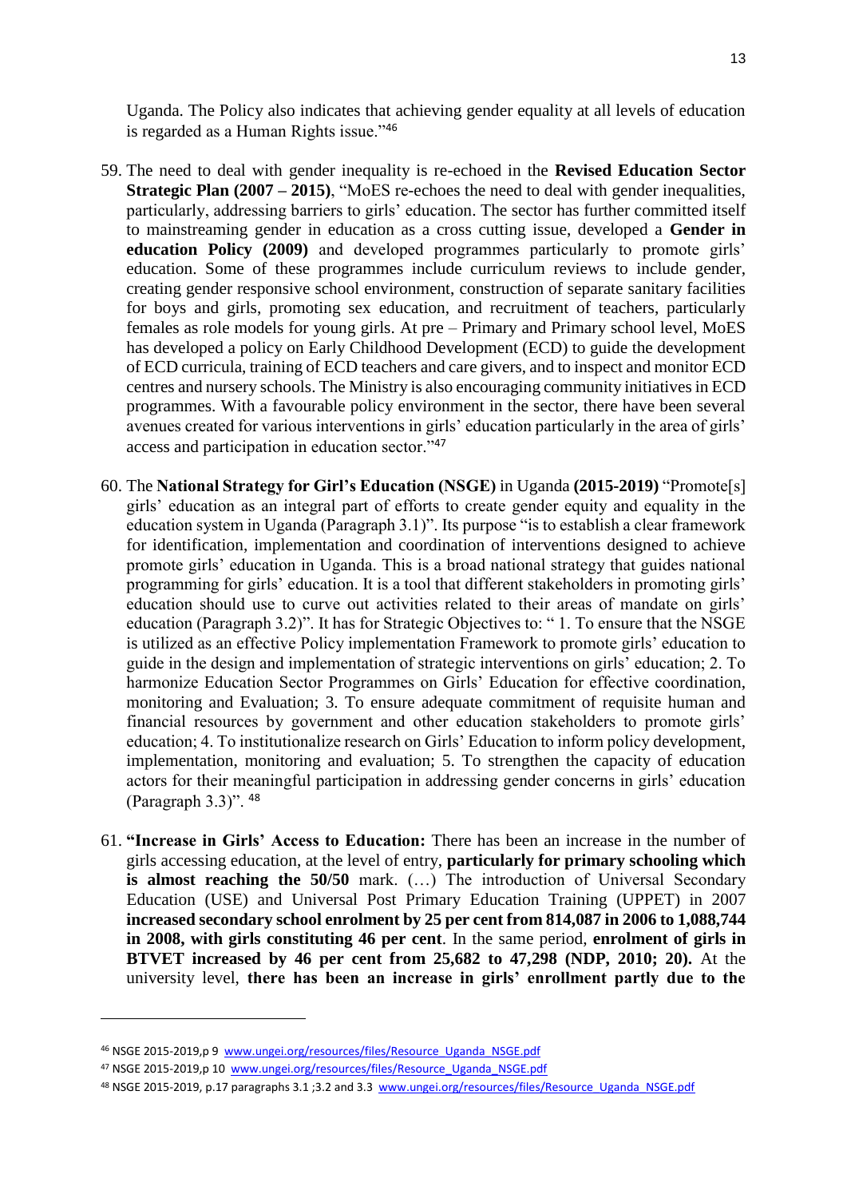Uganda. The Policy also indicates that achieving gender equality at all levels of education is regarded as a Human Rights issue."[46]

59. The need to deal with gender inequality is re-echoed in the **Revised Education Sector Strategic Plan (2007 – 2015)**, "MoES re-echoes the need to deal with gender inequalities, particularly, addressing barriers to girls' education. The sector has further committed itself to mainstreaming gender in education as a cross cutting issue, developed a **Gender in education Policy (2009)** and developed programmes particularly to promote girls' education. Some of these programmes include curriculum reviews to include gender, creating gender responsive school environment, construction of separate sanitary facilities for boys and girls, promoting sex education, and recruitment of teachers, particularly females as role models for young girls. At pre – Primary and Primary school level, MoES has developed a policy on Early Childhood Development (ECD) to guide the development of ECD curricula, training of ECD teachers and care givers, and to inspect and monitor ECD centres and nursery schools. The Ministry is also encouraging community initiatives in ECD programmes. With a favourable policy environment in the sector, there have been several avenues created for various interventions in girls' education particularly in the area of girls' access and participation in education sector."[47]

60. The **National Strategy for Girl's Education (NSGE)** in Uganda **(2015-2019)** "Promote[s] girls' education as an integral part of efforts to create gender equity and equality in the education system in Uganda (Paragraph 3.1)". Its purpose "is to establish a clear framework for identification, implementation and coordination of interventions designed to achieve promote girls' education in Uganda. This is a broad national strategy that guides national programming for girls' education. It is a tool that different stakeholders in promoting girls' education should use to curve out activities related to their areas of mandate on girls' education (Paragraph 3.2)". It has for Strategic Objectives to: " 1. To ensure that the NSGE is utilized as an effective Policy implementation Framework to promote girls' education to guide in the design and implementation of strategic interventions on girls' education; 2. To harmonize Education Sector Programmes on Girls' Education for effective coordination, monitoring and Evaluation; 3. To ensure adequate commitment of requisite human and financial resources by government and other education stakeholders to promote girls' education; 4. To institutionalize research on Girls' Education to inform policy development, implementation, monitoring and evaluation; 5. To strengthen the capacity of education actors for their meaningful participation in addressing gender concerns in girls' education (Paragraph 3.3)". [48]

61. **"Increase in Girls' Access to Education:** There has been an increase in the number of girls accessing education, at the level of entry, **particularly for primary schooling which is almost reaching the 50/50** mark. (…) The introduction of Universal Secondary Education (USE) and Universal Post Primary Education Training (UPPET) in 2007 **increased secondary school enrolment by 25 per cent from 814,087 in 2006 to 1,088,744 in 2008, with girls constituting 46 per cent**. In the same period, **enrolment of girls in BTVET increased by 46 per cent from 25,682 to 47,298 (NDP, 2010; 20).** At the university level, **there has been an increase in girls' enrollment partly due to the**

---

[46] NSGE 2015-2019,p 9 www.ungei.org/resources/files/Resource_Uganda_NSGE.pdf

[47] NSGE 2015-2019,p 10 www.ungei.org/resources/files/Resource_Uganda_NSGE.pdf

[48] NSGE 2015-2019, p.17 paragraphs 3.1 ;3.2 and 3.3 www.ungei.org/resources/files/Resource_Uganda_NSGE.pdf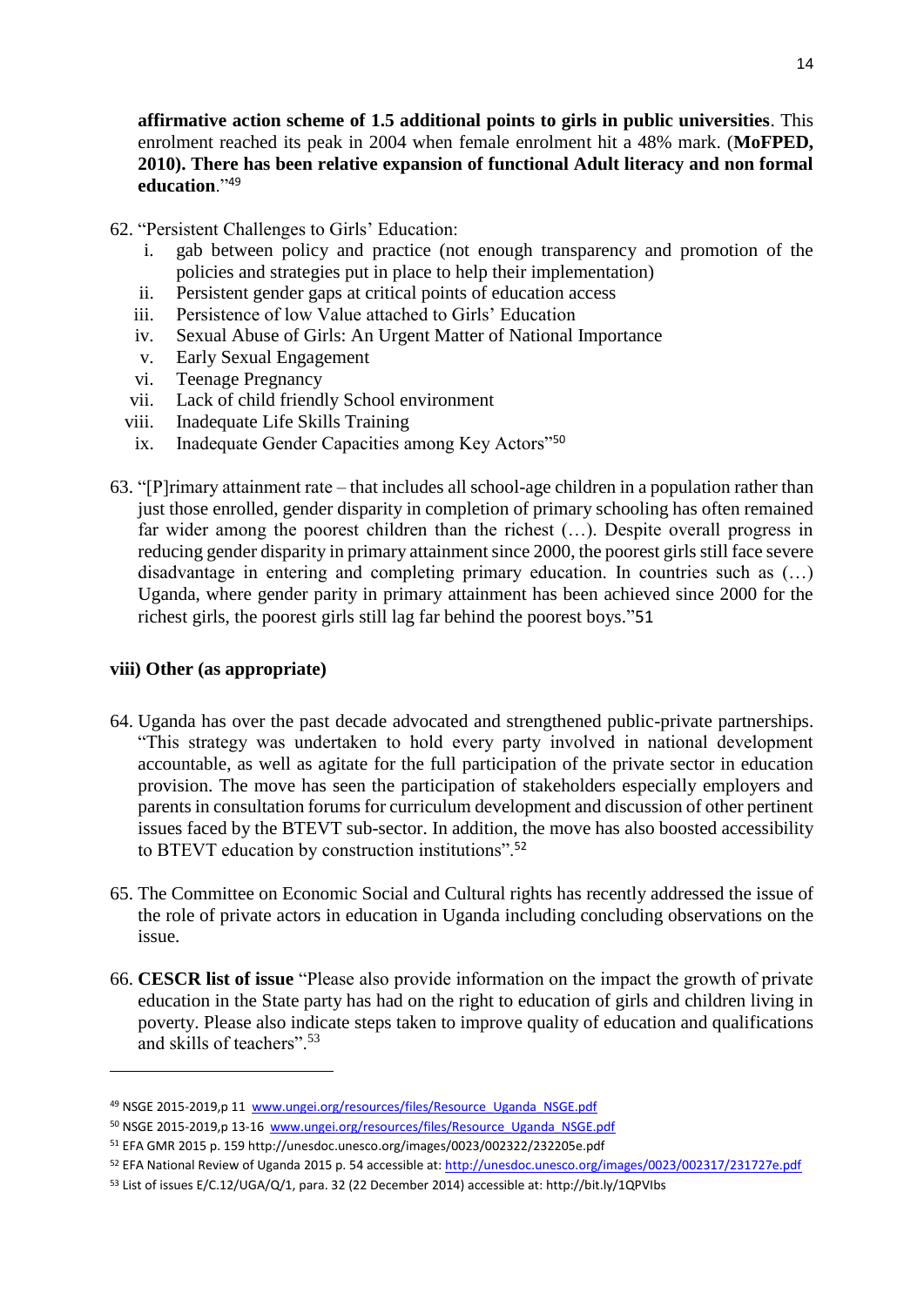**affirmative action scheme of 1.5 additional points to girls in public universities**. This enrolment reached its peak in 2004 when female enrolment hit a 48% mark. (**MoFPED, 2010). There has been relative expansion of functional Adult literacy and non formal education**."[49]

62. "Persistent Challenges to Girls' Education:
    i. gab between policy and practice (not enough transparency and promotion of the policies and strategies put in place to help their implementation)
    ii. Persistent gender gaps at critical points of education access
    iii. Persistence of low Value attached to Girls' Education
    iv. Sexual Abuse of Girls: An Urgent Matter of National Importance
    v. Early Sexual Engagement
    vi. Teenage Pregnancy
    vii. Lack of child friendly School environment
    viii. Inadequate Life Skills Training
    ix. Inadequate Gender Capacities among Key Actors"[50]

63. "[P]rimary attainment rate – that includes all school-age children in a population rather than just those enrolled, gender disparity in completion of primary schooling has often remained far wider among the poorest children than the richest (…). Despite overall progress in reducing gender disparity in primary attainment since 2000, the poorest girls still face severe disadvantage in entering and completing primary education. In countries such as (…) Uganda, where gender parity in primary attainment has been achieved since 2000 for the richest girls, the poorest girls still lag far behind the poorest boys."[51]

### viii) Other (as appropriate)

64. Uganda has over the past decade advocated and strengthened public-private partnerships. "This strategy was undertaken to hold every party involved in national development accountable, as well as agitate for the full participation of the private sector in education provision. The move has seen the participation of stakeholders especially employers and parents in consultation forums for curriculum development and discussion of other pertinent issues faced by the BTEVT sub-sector. In addition, the move has also boosted accessibility to BTEVT education by construction institutions".[52]

65. The Committee on Economic Social and Cultural rights has recently addressed the issue of the role of private actors in education in Uganda including concluding observations on the issue.

66. **CESCR list of issue** "Please also provide information on the impact the growth of private education in the State party has had on the right to education of girls and children living in poverty. Please also indicate steps taken to improve quality of education and qualifications and skills of teachers".[53]

---

[49] NSGE 2015-2019,p 11 www.ungei.org/resources/files/Resource_Uganda_NSGE.pdf

[50] NSGE 2015-2019,p 13-16 www.ungei.org/resources/files/Resource_Uganda_NSGE.pdf

[51] EFA GMR 2015 p. 159 http://unesdoc.unesco.org/images/0023/002322/232205e.pdf

[52] EFA National Review of Uganda 2015 p. 54 accessible at: http://unesdoc.unesco.org/images/0023/002317/231727e.pdf

[53] List of issues E/C.12/UGA/Q/1, para. 32 (22 December 2014) accessible at: http://bit.ly/1QPVIbs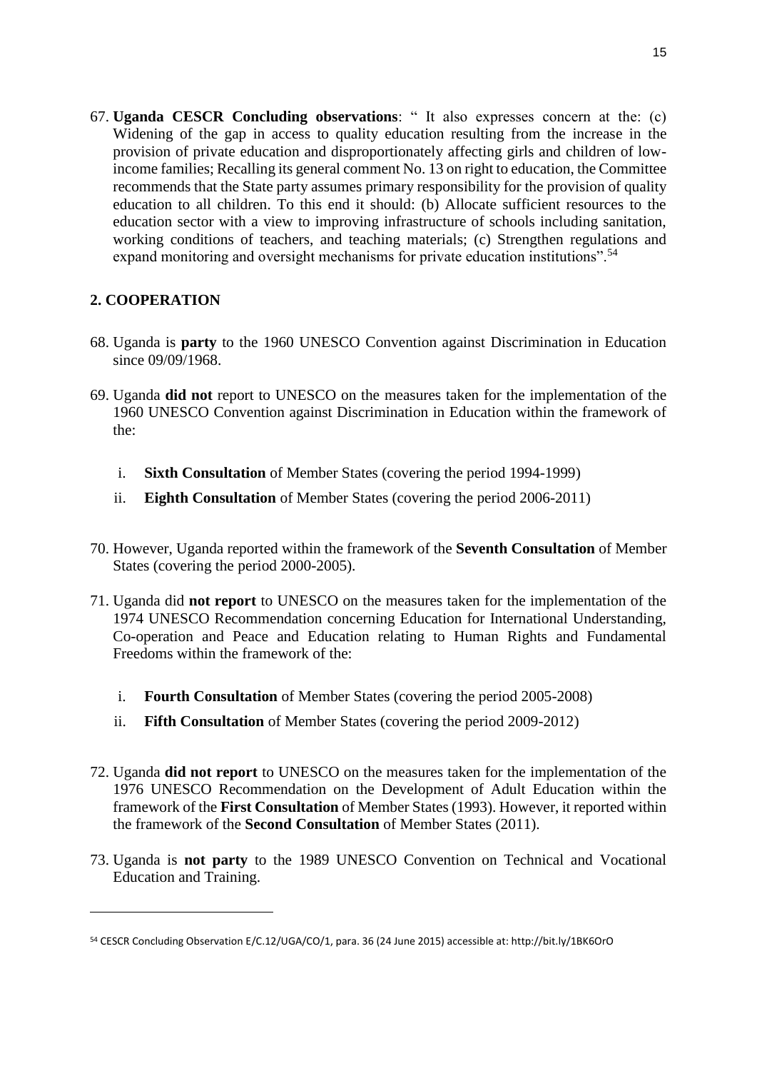67. **Uganda CESCR Concluding observations**: " It also expresses concern at the: (c) Widening of the gap in access to quality education resulting from the increase in the provision of private education and disproportionately affecting girls and children of low-income families; Recalling its general comment No. 13 on right to education, the Committee recommends that the State party assumes primary responsibility for the provision of quality education to all children. To this end it should: (b) Allocate sufficient resources to the education sector with a view to improving infrastructure of schools including sanitation, working conditions of teachers, and teaching materials; (c) Strengthen regulations and expand monitoring and oversight mechanisms for private education institutions".[54]

## 2. COOPERATION

68. Uganda is **party** to the 1960 UNESCO Convention against Discrimination in Education since 09/09/1968.

69. Uganda **did not** report to UNESCO on the measures taken for the implementation of the 1960 UNESCO Convention against Discrimination in Education within the framework of the:

    i. **Sixth Consultation** of Member States (covering the period 1994-1999)

    ii. **Eighth Consultation** of Member States (covering the period 2006-2011)

70. However, Uganda reported within the framework of the **Seventh Consultation** of Member States (covering the period 2000-2005).

71. Uganda did **not report** to UNESCO on the measures taken for the implementation of the 1974 UNESCO Recommendation concerning Education for International Understanding, Co-operation and Peace and Education relating to Human Rights and Fundamental Freedoms within the framework of the:

    i. **Fourth Consultation** of Member States (covering the period 2005-2008)

    ii. **Fifth Consultation** of Member States (covering the period 2009-2012)

72. Uganda **did not report** to UNESCO on the measures taken for the implementation of the 1976 UNESCO Recommendation on the Development of Adult Education within the framework of the **First Consultation** of Member States (1993). However, it reported within the framework of the **Second Consultation** of Member States (2011).

73. Uganda is **not party** to the 1989 UNESCO Convention on Technical and Vocational Education and Training.

---

[54] CESCR Concluding Observation E/C.12/UGA/CO/1, para. 36 (24 June 2015) accessible at: http://bit.ly/1BK6OrO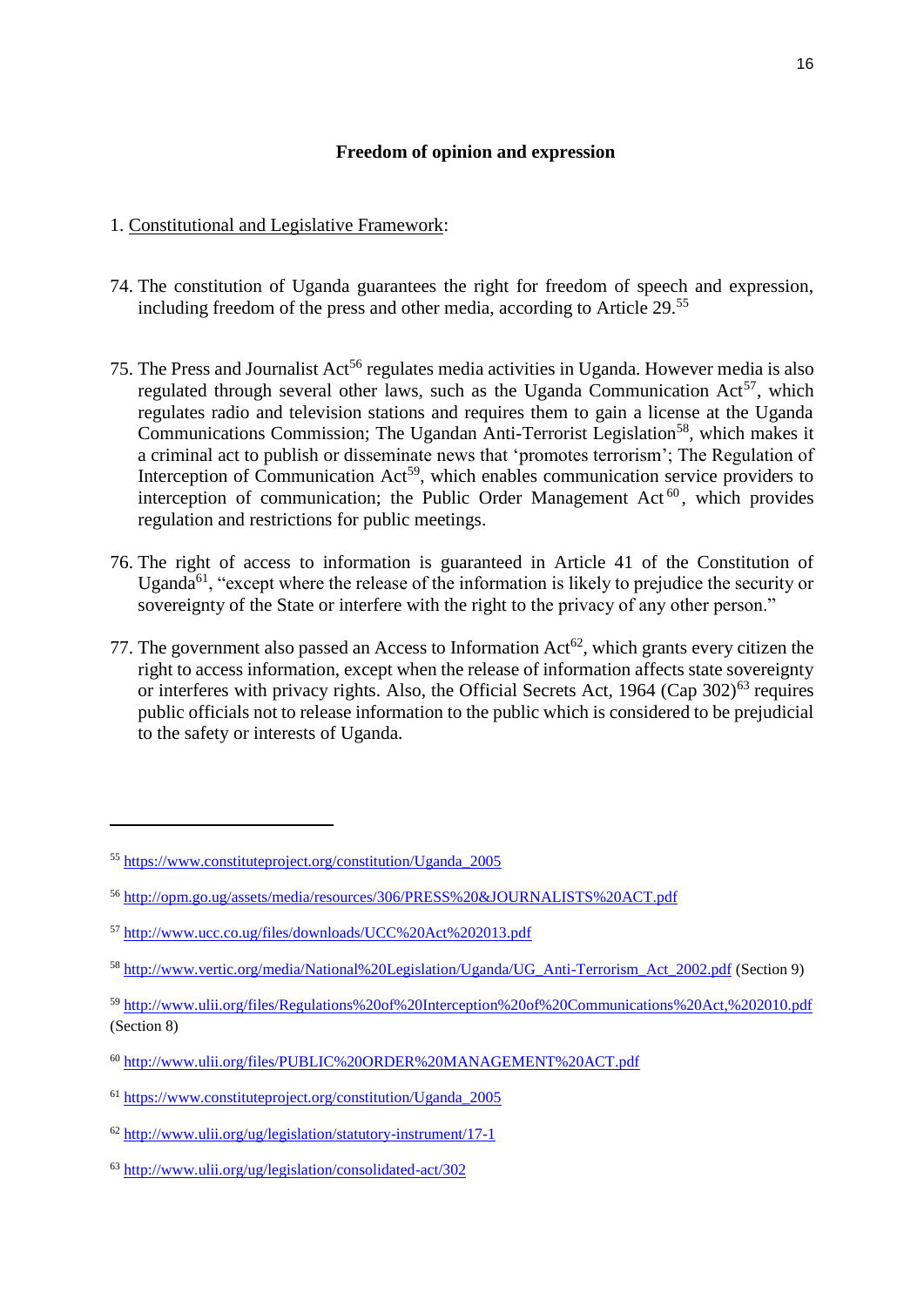## Freedom of opinion and expression

1. Constitutional and Legislative Framework:

74. The constitution of Uganda guarantees the right for freedom of speech and expression, including freedom of the press and other media, according to Article 29.[55]

75. The Press and Journalist Act[56] regulates media activities in Uganda. However media is also regulated through several other laws, such as the Uganda Communication Act[57], which regulates radio and television stations and requires them to gain a license at the Uganda Communications Commission; The Ugandan Anti-Terrorist Legislation[58], which makes it a criminal act to publish or disseminate news that 'promotes terrorism'; The Regulation of Interception of Communication Act[59], which enables communication service providers to interception of communication; the Public Order Management Act[60], which provides regulation and restrictions for public meetings.

76. The right of access to information is guaranteed in Article 41 of the Constitution of Uganda[61], "except where the release of the information is likely to prejudice the security or sovereignty of the State or interfere with the right to the privacy of any other person."

77. The government also passed an Access to Information Act[62], which grants every citizen the right to access information, except when the release of information affects state sovereignty or interferes with privacy rights. Also, the Official Secrets Act, 1964 (Cap 302)[63] requires public officials not to release information to the public which is considered to be prejudicial to the safety or interests of Uganda.

---

[55] https://www.constituteproject.org/constitution/Uganda_2005

[56] http://opm.go.ug/assets/media/resources/306/PRESS%20&JOURNALISTS%20ACT.pdf

[57] http://www.ucc.co.ug/files/downloads/UCC%20Act%202013.pdf

[58] http://www.vertic.org/media/National%20Legislation/Uganda/UG_Anti-Terrorism_Act_2002.pdf (Section 9)

[59] http://www.ulii.org/files/Regulations%20of%20Interception%20of%20Communications%20Act,%202010.pdf (Section 8)

[60] http://www.ulii.org/files/PUBLIC%20ORDER%20MANAGEMENT%20ACT.pdf

[61] https://www.constituteproject.org/constitution/Uganda_2005

[62] http://www.ulii.org/ug/legislation/statutory-instrument/17-1

[63] http://www.ulii.org/ug/legislation/consolidated-act/302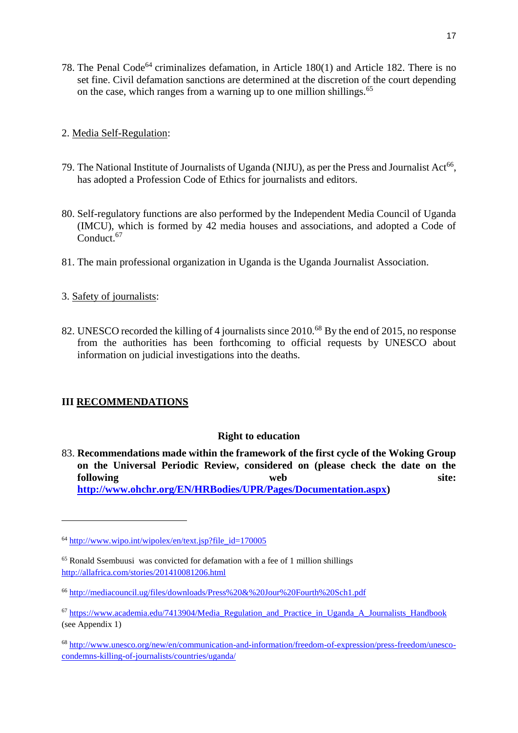78. The Penal Code[64] criminalizes defamation, in Article 180(1) and Article 182. There is no set fine. Civil defamation sanctions are determined at the discretion of the court depending on the case, which ranges from a warning up to one million shillings.[65]

2. Media Self-Regulation:

79. The National Institute of Journalists of Uganda (NIJU), as per the Press and Journalist Act[66], has adopted a Profession Code of Ethics for journalists and editors.

80. Self-regulatory functions are also performed by the Independent Media Council of Uganda (IMCU), which is formed by 42 media houses and associations, and adopted a Code of Conduct.[67]

81. The main professional organization in Uganda is the Uganda Journalist Association.

3. Safety of journalists:

82. UNESCO recorded the killing of 4 journalists since 2010.[68] By the end of 2015, no response from the authorities has been forthcoming to official requests by UNESCO about information on judicial investigations into the deaths.

## III RECOMMENDATIONS

### Right to education

83. **Recommendations made within the framework of the first cycle of the Woking Group on the Universal Periodic Review, considered on (please check the date on the following web site: http://www.ohchr.org/EN/HRBodies/UPR/Pages/Documentation.aspx)**

---

[64] http://www.wipo.int/wipolex/en/text.jsp?file_id=170005

[65] Ronald Ssembuusi was convicted for defamation with a fee of 1 million shillings http://allafrica.com/stories/201410081206.html

[66] http://mediacouncil.ug/files/downloads/Press%20&%20Jour%20Fourth%20Sch1.pdf

[67] https://www.academia.edu/7413904/Media_Regulation_and_Practice_in_Uganda_A_Journalists_Handbook (see Appendix 1)

[68] http://www.unesco.org/new/en/communication-and-information/freedom-of-expression/press-freedom/unesco-condemns-killing-of-journalists/countries/uganda/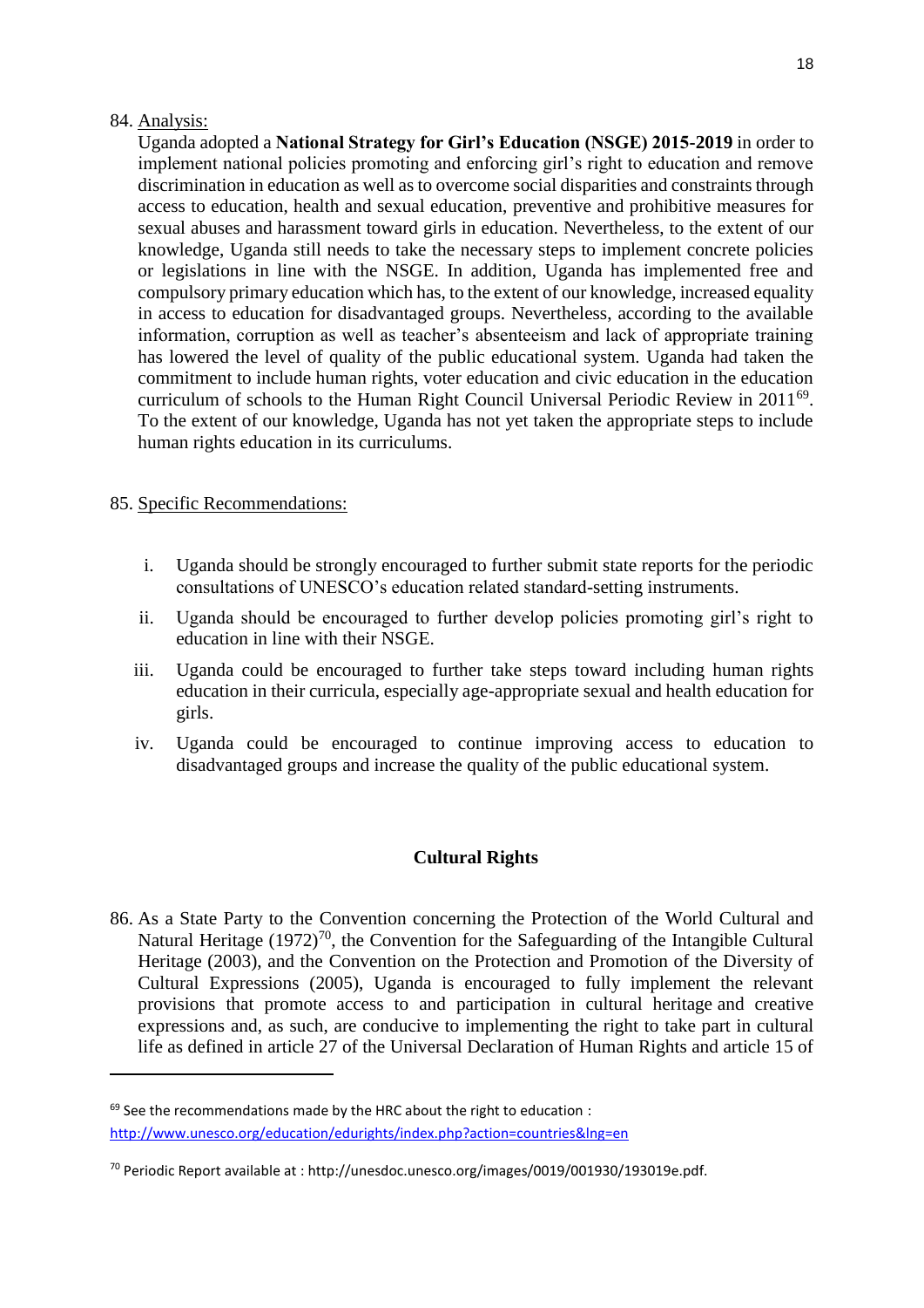84. Analysis:

Uganda adopted a **National Strategy for Girl's Education (NSGE) 2015-2019** in order to implement national policies promoting and enforcing girl's right to education and remove discrimination in education as well as to overcome social disparities and constraints through access to education, health and sexual education, preventive and prohibitive measures for sexual abuses and harassment toward girls in education. Nevertheless, to the extent of our knowledge, Uganda still needs to take the necessary steps to implement concrete policies or legislations in line with the NSGE. In addition, Uganda has implemented free and compulsory primary education which has, to the extent of our knowledge, increased equality in access to education for disadvantaged groups. Nevertheless, according to the available information, corruption as well as teacher's absenteeism and lack of appropriate training has lowered the level of quality of the public educational system. Uganda had taken the commitment to include human rights, voter education and civic education in the education curriculum of schools to the Human Right Council Universal Periodic Review in 2011[69]. To the extent of our knowledge, Uganda has not yet taken the appropriate steps to include human rights education in its curriculums.

85. Specific Recommendations:

i. Uganda should be strongly encouraged to further submit state reports for the periodic consultations of UNESCO's education related standard-setting instruments.

ii. Uganda should be encouraged to further develop policies promoting girl's right to education in line with their NSGE.

iii. Uganda could be encouraged to further take steps toward including human rights education in their curricula, especially age-appropriate sexual and health education for girls.

iv. Uganda could be encouraged to continue improving access to education to disadvantaged groups and increase the quality of the public educational system.

## Cultural Rights

86. As a State Party to the Convention concerning the Protection of the World Cultural and Natural Heritage (1972)[70], the Convention for the Safeguarding of the Intangible Cultural Heritage (2003), and the Convention on the Protection and Promotion of the Diversity of Cultural Expressions (2005), Uganda is encouraged to fully implement the relevant provisions that promote access to and participation in cultural heritage and creative expressions and, as such, are conducive to implementing the right to take part in cultural life as defined in article 27 of the Universal Declaration of Human Rights and article 15 of

---

[69] See the recommendations made by the HRC about the right to education : http://www.unesco.org/education/edurights/index.php?action=countries&lng=en

[70] Periodic Report available at : http://unesdoc.unesco.org/images/0019/001930/193019e.pdf.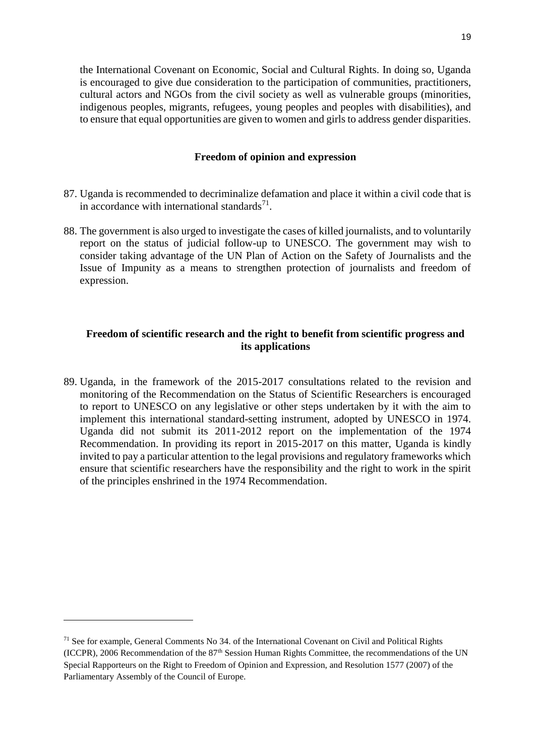the International Covenant on Economic, Social and Cultural Rights. In doing so, Uganda is encouraged to give due consideration to the participation of communities, practitioners, cultural actors and NGOs from the civil society as well as vulnerable groups (minorities, indigenous peoples, migrants, refugees, young peoples and peoples with disabilities), and to ensure that equal opportunities are given to women and girls to address gender disparities.

### Freedom of opinion and expression

87. Uganda is recommended to decriminalize defamation and place it within a civil code that is in accordance with international standards[71].

88. The government is also urged to investigate the cases of killed journalists, and to voluntarily report on the status of judicial follow-up to UNESCO. The government may wish to consider taking advantage of the UN Plan of Action on the Safety of Journalists and the Issue of Impunity as a means to strengthen protection of journalists and freedom of expression.

### Freedom of scientific research and the right to benefit from scientific progress and its applications

89. Uganda, in the framework of the 2015-2017 consultations related to the revision and monitoring of the Recommendation on the Status of Scientific Researchers is encouraged to report to UNESCO on any legislative or other steps undertaken by it with the aim to implement this international standard-setting instrument, adopted by UNESCO in 1974. Uganda did not submit its 2011-2012 report on the implementation of the 1974 Recommendation. In providing its report in 2015-2017 on this matter, Uganda is kindly invited to pay a particular attention to the legal provisions and regulatory frameworks which ensure that scientific researchers have the responsibility and the right to work in the spirit of the principles enshrined in the 1974 Recommendation.

---

[71] See for example, General Comments No 34. of the International Covenant on Civil and Political Rights (ICCPR), 2006 Recommendation of the 87th Session Human Rights Committee, the recommendations of the UN Special Rapporteurs on the Right to Freedom of Opinion and Expression, and Resolution 1577 (2007) of the Parliamentary Assembly of the Council of Europe.